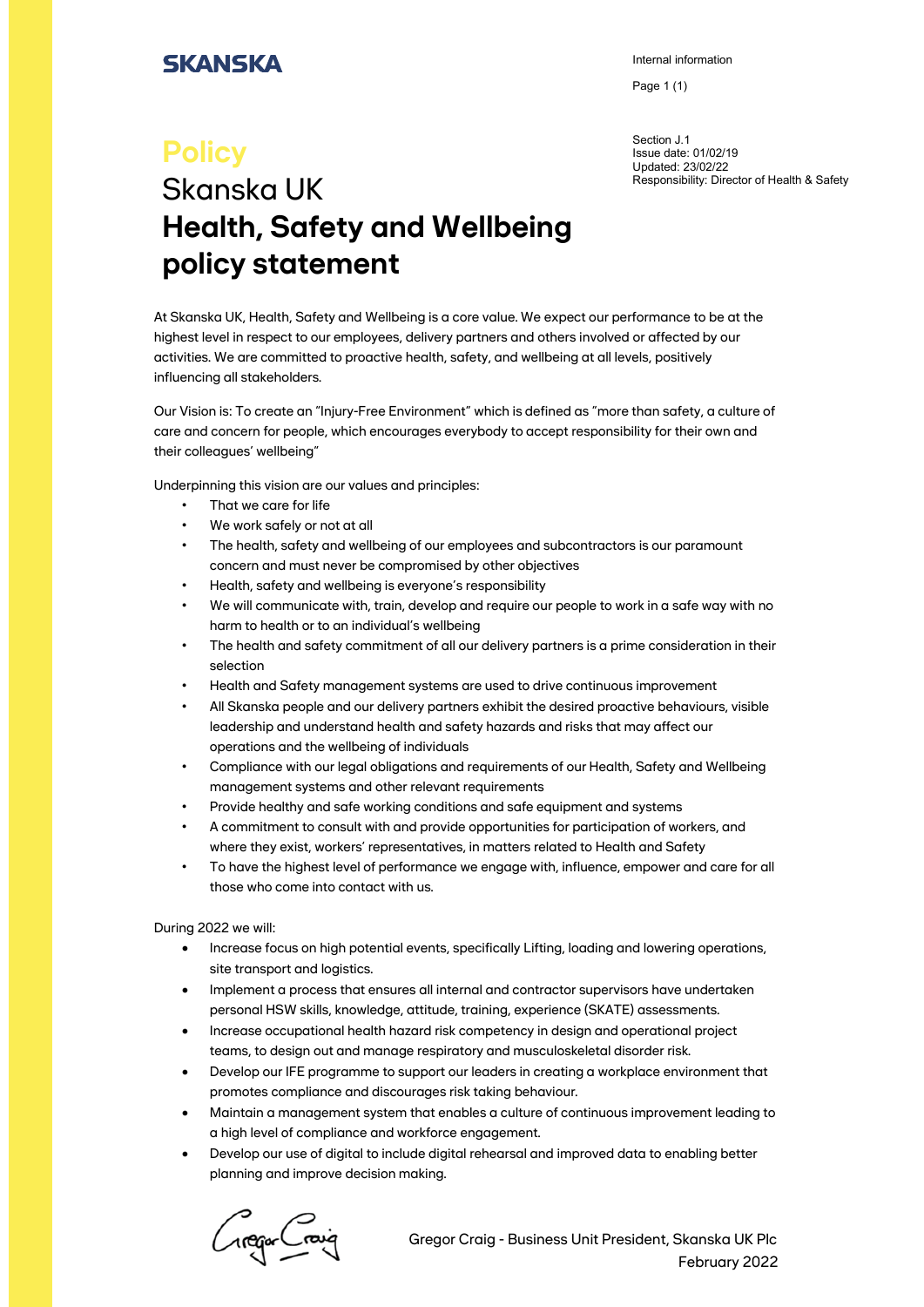SKANSKA

Internal information

Section J.1
Issue date: 01/02/19
Updated: 23/02/22
Responsibility: Director of Health & Safety

# Policy

# Skanska UK
# **Health, Safety and Wellbeing policy statement**

At Skanska UK, Health, Safety and Wellbeing is a core value. We expect our performance to be at the highest level in respect to our employees, delivery partners and others involved or affected by our activities. We are committed to proactive health, safety, and wellbeing at all levels, positively influencing all stakeholders.

Our Vision is: To create an "Injury-Free Environment" which is defined as "more than safety, a culture of care and concern for people, which encourages everybody to accept responsibility for their own and their colleagues' wellbeing"

Underpinning this vision are our values and principles:

- That we care for life
- We work safely or not at all
- The health, safety and wellbeing of our employees and subcontractors is our paramount concern and must never be compromised by other objectives
- Health, safety and wellbeing is everyone's responsibility
- We will communicate with, train, develop and require our people to work in a safe way with no harm to health or to an individual's wellbeing
- The health and safety commitment of all our delivery partners is a prime consideration in their selection
- Health and Safety management systems are used to drive continuous improvement
- All Skanska people and our delivery partners exhibit the desired proactive behaviours, visible leadership and understand health and safety hazards and risks that may affect our operations and the wellbeing of individuals
- Compliance with our legal obligations and requirements of our Health, Safety and Wellbeing management systems and other relevant requirements
- Provide healthy and safe working conditions and safe equipment and systems
- A commitment to consult with and provide opportunities for participation of workers, and where they exist, workers' representatives, in matters related to Health and Safety
- To have the highest level of performance we engage with, influence, empower and care for all those who come into contact with us.

During 2022 we will:

- Increase focus on high potential events, specifically Lifting, loading and lowering operations, site transport and logistics.
- Implement a process that ensures all internal and contractor supervisors have undertaken personal HSW skills, knowledge, attitude, training, experience (SKATE) assessments.
- Increase occupational health hazard risk competency in design and operational project teams, to design out and manage respiratory and musculoskeletal disorder risk.
- Develop our IFE programme to support our leaders in creating a workplace environment that promotes compliance and discourages risk taking behaviour.
- Maintain a management system that enables a culture of continuous improvement leading to a high level of compliance and workforce engagement.
- Develop our use of digital to include digital rehearsal and improved data to enabling better planning and improve decision making.

Gregor Craig - Business Unit President, Skanska UK Plc
February 2022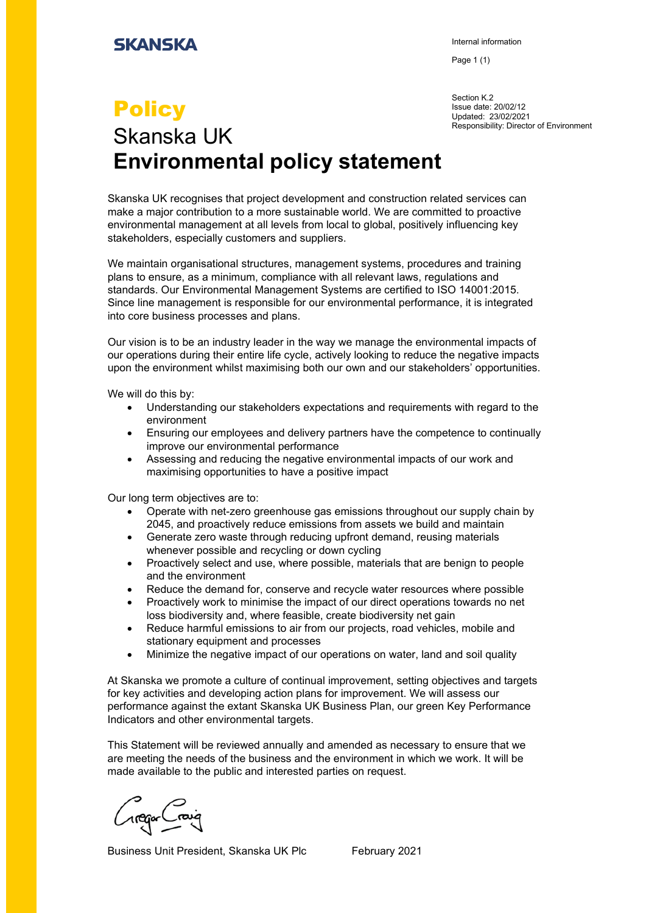**SKANSKA**

Internal information

Section K.2
Issue date: 20/02/12
Updated: 23/02/2021
Responsibility: Director of Environment

# Policy
## Skanska UK
# Environmental policy statement

Skanska UK recognises that project development and construction related services can make a major contribution to a more sustainable world. We are committed to proactive environmental management at all levels from local to global, positively influencing key stakeholders, especially customers and suppliers.

We maintain organisational structures, management systems, procedures and training plans to ensure, as a minimum, compliance with all relevant laws, regulations and standards. Our Environmental Management Systems are certified to ISO 14001:2015. Since line management is responsible for our environmental performance, it is integrated into core business processes and plans.

Our vision is to be an industry leader in the way we manage the environmental impacts of our operations during their entire life cycle, actively looking to reduce the negative impacts upon the environment whilst maximising both our own and our stakeholders' opportunities.

We will do this by:

- Understanding our stakeholders expectations and requirements with regard to the environment
- Ensuring our employees and delivery partners have the competence to continually improve our environmental performance
- Assessing and reducing the negative environmental impacts of our work and maximising opportunities to have a positive impact

Our long term objectives are to:

- Operate with net-zero greenhouse gas emissions throughout our supply chain by 2045, and proactively reduce emissions from assets we build and maintain
- Generate zero waste through reducing upfront demand, reusing materials whenever possible and recycling or down cycling
- Proactively select and use, where possible, materials that are benign to people and the environment
- Reduce the demand for, conserve and recycle water resources where possible
- Proactively work to minimise the impact of our direct operations towards no net loss biodiversity and, where feasible, create biodiversity net gain
- Reduce harmful emissions to air from our projects, road vehicles, mobile and stationary equipment and processes
- Minimize the negative impact of our operations on water, land and soil quality

At Skanska we promote a culture of continual improvement, setting objectives and targets for key activities and developing action plans for improvement. We will assess our performance against the extant Skanska UK Business Plan, our green Key Performance Indicators and other environmental targets.

This Statement will be reviewed annually and amended as necessary to ensure that we are meeting the needs of the business and the environment in which we work. It will be made available to the public and interested parties on request.

Gregor Craig

Business Unit President, Skanska UK Plc    February 2021